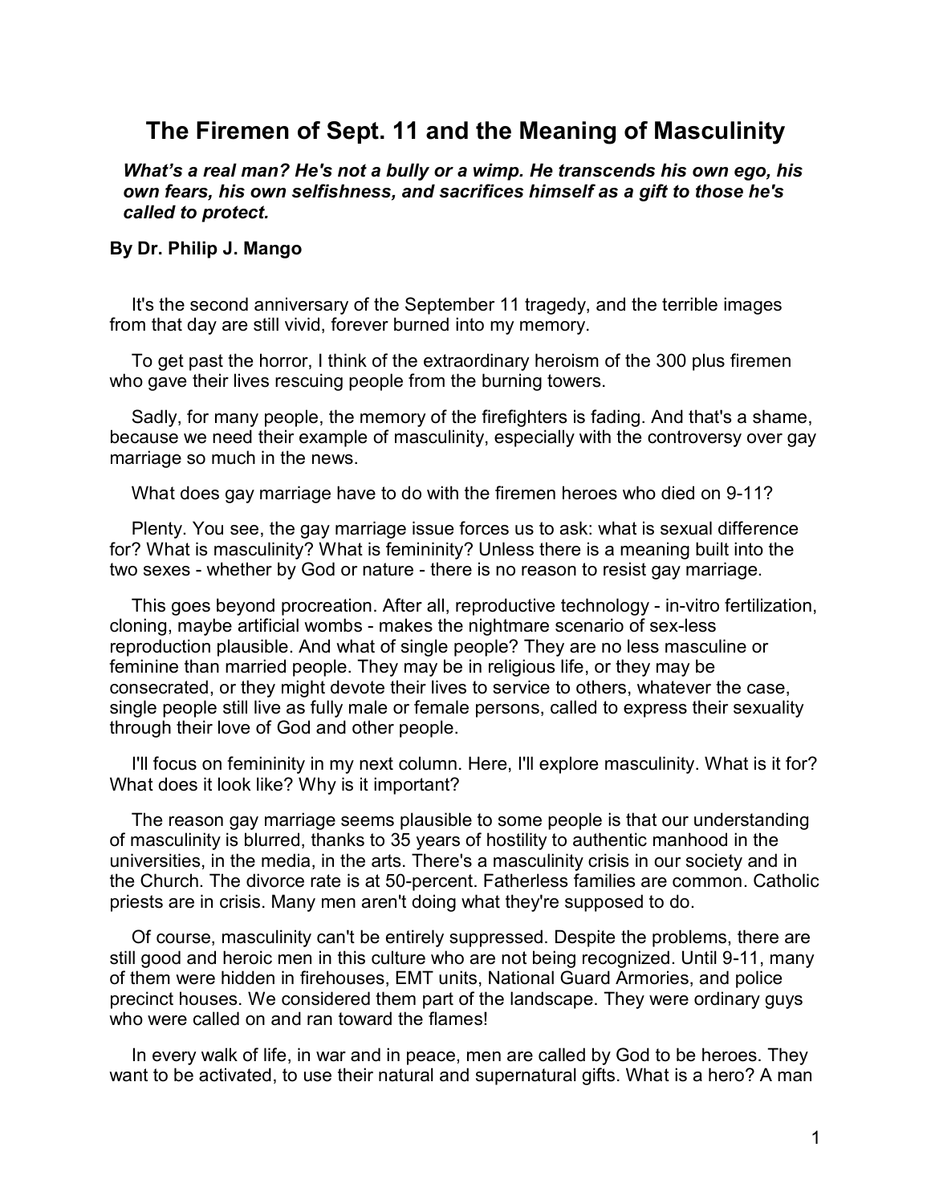# The Firemen of Sept. 11 and the Meaning of Masculinity

***What's a real man? He's not a bully or a wimp. He transcends his own ego, his own fears, his own selfishness, and sacrifices himself as a gift to those he's called to protect.***

**By Dr. Philip J. Mango**

It's the second anniversary of the September 11 tragedy, and the terrible images from that day are still vivid, forever burned into my memory.

To get past the horror, I think of the extraordinary heroism of the 300 plus firemen who gave their lives rescuing people from the burning towers.

Sadly, for many people, the memory of the firefighters is fading. And that's a shame, because we need their example of masculinity, especially with the controversy over gay marriage so much in the news.

What does gay marriage have to do with the firemen heroes who died on 9-11?

Plenty. You see, the gay marriage issue forces us to ask: what is sexual difference for? What is masculinity? What is femininity? Unless there is a meaning built into the two sexes - whether by God or nature - there is no reason to resist gay marriage.

This goes beyond procreation. After all, reproductive technology - in-vitro fertilization, cloning, maybe artificial wombs - makes the nightmare scenario of sex-less reproduction plausible. And what of single people? They are no less masculine or feminine than married people. They may be in religious life, or they may be consecrated, or they might devote their lives to service to others, whatever the case, single people still live as fully male or female persons, called to express their sexuality through their love of God and other people.

I'll focus on femininity in my next column. Here, I'll explore masculinity. What is it for? What does it look like? Why is it important?

The reason gay marriage seems plausible to some people is that our understanding of masculinity is blurred, thanks to 35 years of hostility to authentic manhood in the universities, in the media, in the arts. There's a masculinity crisis in our society and in the Church. The divorce rate is at 50-percent. Fatherless families are common. Catholic priests are in crisis. Many men aren't doing what they're supposed to do.

Of course, masculinity can't be entirely suppressed. Despite the problems, there are still good and heroic men in this culture who are not being recognized. Until 9-11, many of them were hidden in firehouses, EMT units, National Guard Armories, and police precinct houses. We considered them part of the landscape. They were ordinary guys who were called on and ran toward the flames!

In every walk of life, in war and in peace, men are called by God to be heroes. They want to be activated, to use their natural and supernatural gifts. What is a hero? A man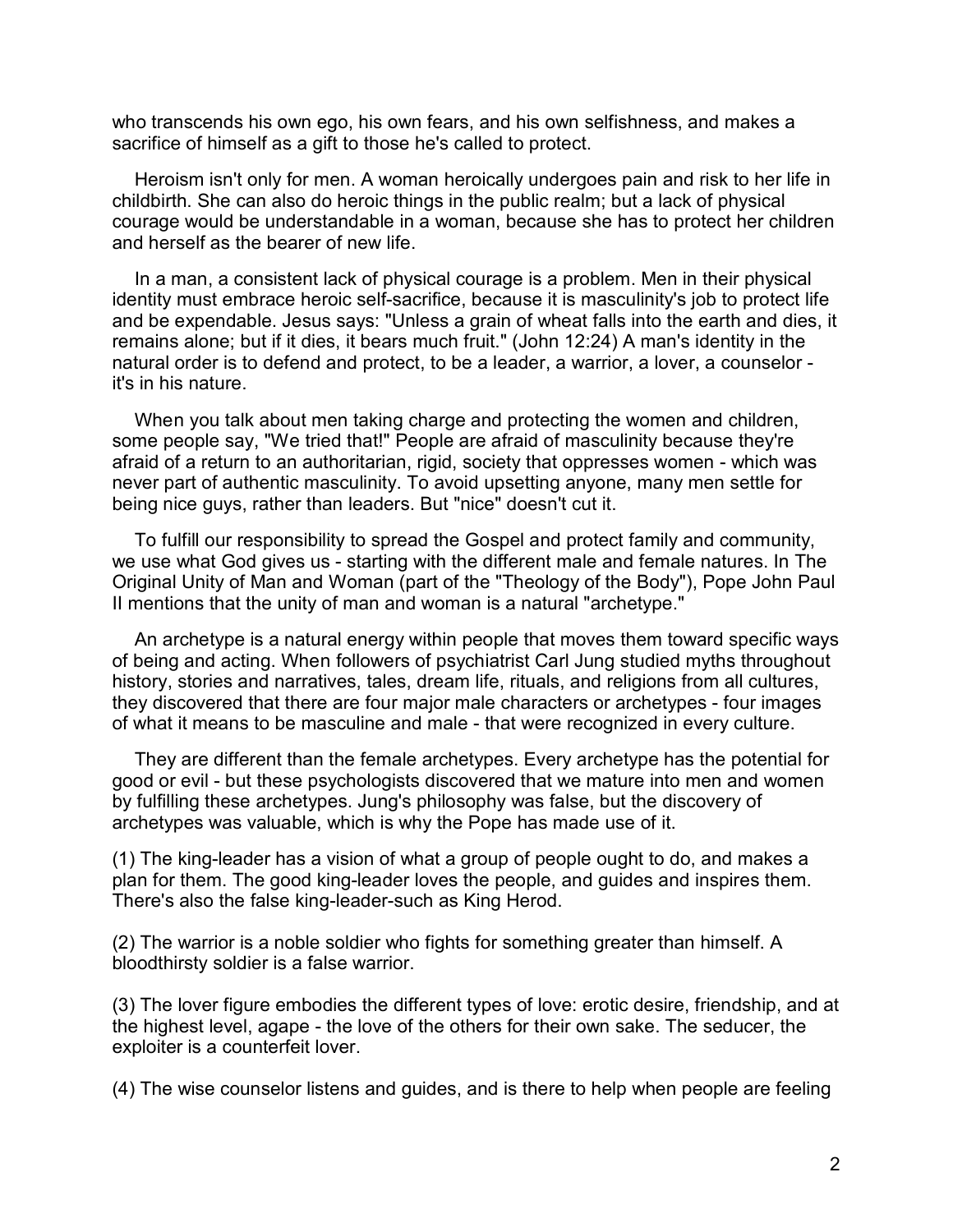who transcends his own ego, his own fears, and his own selfishness, and makes a sacrifice of himself as a gift to those he's called to protect.

Heroism isn't only for men. A woman heroically undergoes pain and risk to her life in childbirth. She can also do heroic things in the public realm; but a lack of physical courage would be understandable in a woman, because she has to protect her children and herself as the bearer of new life.

In a man, a consistent lack of physical courage is a problem. Men in their physical identity must embrace heroic self-sacrifice, because it is masculinity's job to protect life and be expendable. Jesus says: "Unless a grain of wheat falls into the earth and dies, it remains alone; but if it dies, it bears much fruit." (John 12:24) A man's identity in the natural order is to defend and protect, to be a leader, a warrior, a lover, a counselor - it's in his nature.

When you talk about men taking charge and protecting the women and children, some people say, "We tried that!" People are afraid of masculinity because they're afraid of a return to an authoritarian, rigid, society that oppresses women - which was never part of authentic masculinity. To avoid upsetting anyone, many men settle for being nice guys, rather than leaders. But "nice" doesn't cut it.

To fulfill our responsibility to spread the Gospel and protect family and community, we use what God gives us - starting with the different male and female natures. In The Original Unity of Man and Woman (part of the "Theology of the Body"), Pope John Paul II mentions that the unity of man and woman is a natural "archetype."

An archetype is a natural energy within people that moves them toward specific ways of being and acting. When followers of psychiatrist Carl Jung studied myths throughout history, stories and narratives, tales, dream life, rituals, and religions from all cultures, they discovered that there are four major male characters or archetypes - four images of what it means to be masculine and male - that were recognized in every culture.

They are different than the female archetypes. Every archetype has the potential for good or evil - but these psychologists discovered that we mature into men and women by fulfilling these archetypes. Jung's philosophy was false, but the discovery of archetypes was valuable, which is why the Pope has made use of it.

(1) The king-leader has a vision of what a group of people ought to do, and makes a plan for them. The good king-leader loves the people, and guides and inspires them. There's also the false king-leader-such as King Herod.

(2) The warrior is a noble soldier who fights for something greater than himself. A bloodthirsty soldier is a false warrior.

(3) The lover figure embodies the different types of love: erotic desire, friendship, and at the highest level, agape - the love of the others for their own sake. The seducer, the exploiter is a counterfeit lover.

(4) The wise counselor listens and guides, and is there to help when people are feeling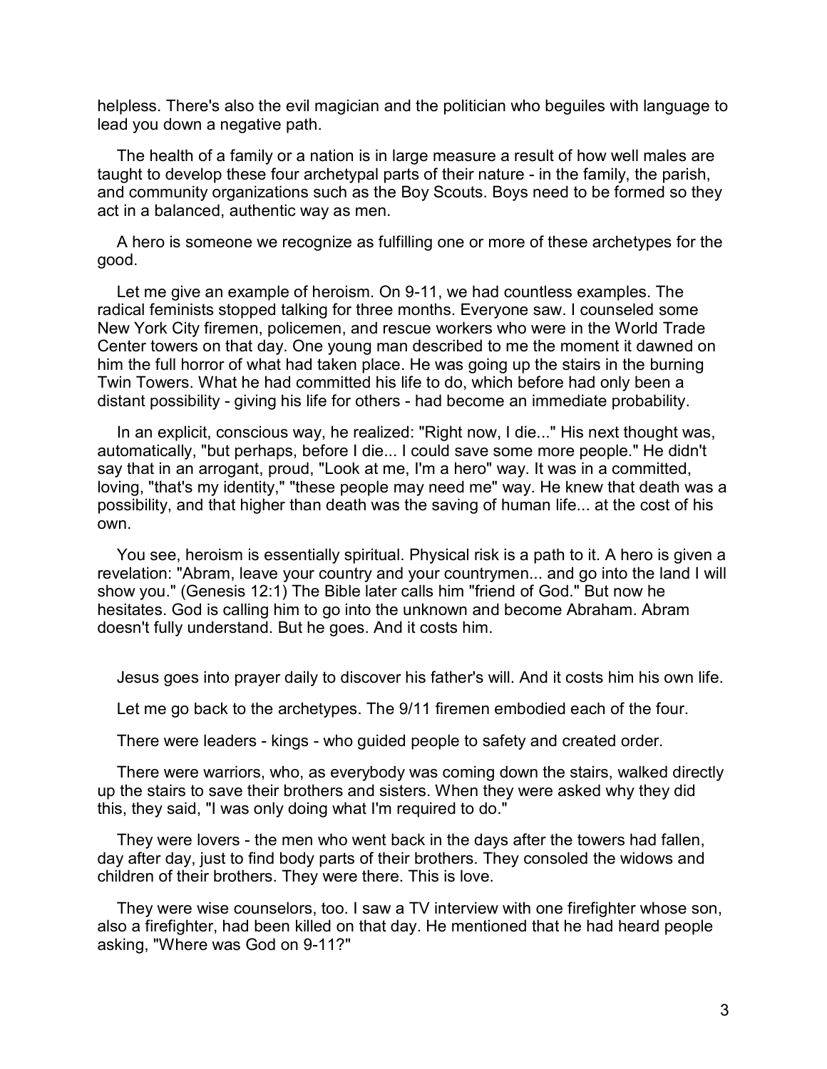helpless. There's also the evil magician and the politician who beguiles with language to lead you down a negative path.

The health of a family or a nation is in large measure a result of how well males are taught to develop these four archetypal parts of their nature - in the family, the parish, and community organizations such as the Boy Scouts. Boys need to be formed so they act in a balanced, authentic way as men.

A hero is someone we recognize as fulfilling one or more of these archetypes for the good.

Let me give an example of heroism. On 9-11, we had countless examples. The radical feminists stopped talking for three months. Everyone saw. I counseled some New York City firemen, policemen, and rescue workers who were in the World Trade Center towers on that day. One young man described to me the moment it dawned on him the full horror of what had taken place. He was going up the stairs in the burning Twin Towers. What he had committed his life to do, which before had only been a distant possibility - giving his life for others - had become an immediate probability.

In an explicit, conscious way, he realized: "Right now, I die..." His next thought was, automatically, "but perhaps, before I die... I could save some more people." He didn't say that in an arrogant, proud, "Look at me, I'm a hero" way. It was in a committed, loving, "that's my identity," "these people may need me" way. He knew that death was a possibility, and that higher than death was the saving of human life... at the cost of his own.

You see, heroism is essentially spiritual. Physical risk is a path to it. A hero is given a revelation: "Abram, leave your country and your countrymen... and go into the land I will show you." (Genesis 12:1) The Bible later calls him "friend of God." But now he hesitates. God is calling him to go into the unknown and become Abraham. Abram doesn't fully understand. But he goes. And it costs him.

Jesus goes into prayer daily to discover his father's will. And it costs him his own life.

Let me go back to the archetypes. The 9/11 firemen embodied each of the four.

There were leaders - kings - who guided people to safety and created order.

There were warriors, who, as everybody was coming down the stairs, walked directly up the stairs to save their brothers and sisters. When they were asked why they did this, they said, "I was only doing what I'm required to do."

They were lovers - the men who went back in the days after the towers had fallen, day after day, just to find body parts of their brothers. They consoled the widows and children of their brothers. They were there. This is love.

They were wise counselors, too. I saw a TV interview with one firefighter whose son, also a firefighter, had been killed on that day. He mentioned that he had heard people asking, "Where was God on 9-11?"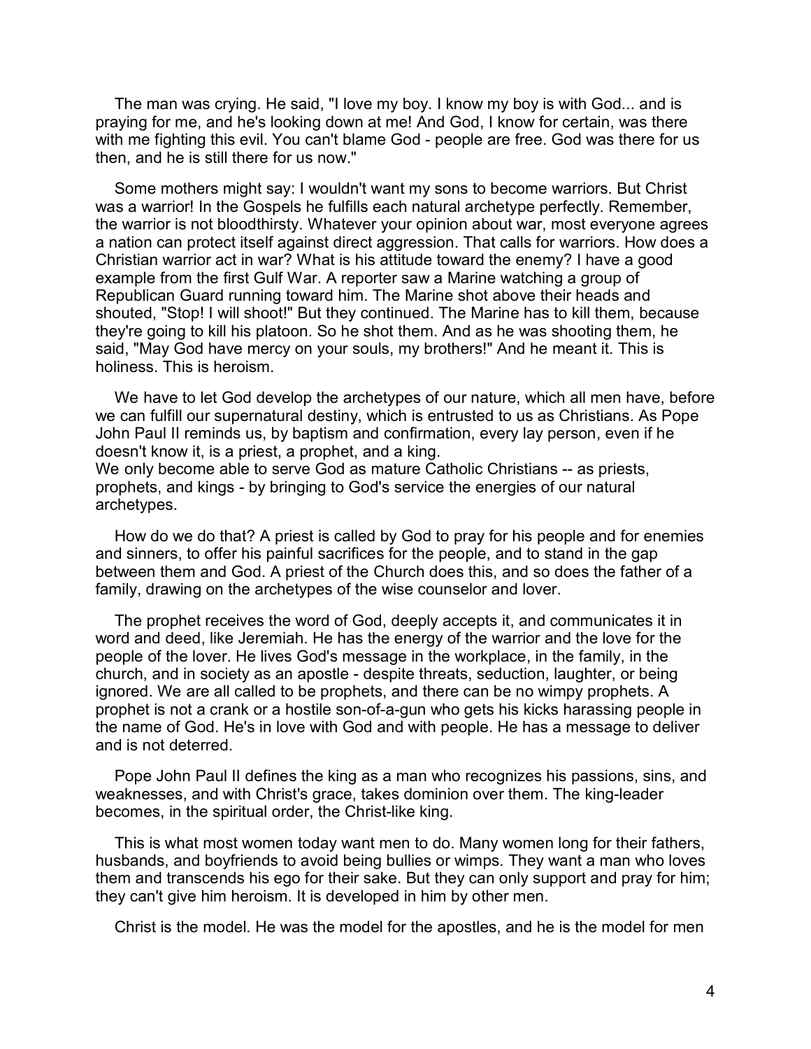The man was crying. He said, "I love my boy. I know my boy is with God... and is praying for me, and he's looking down at me! And God, I know for certain, was there with me fighting this evil. You can't blame God - people are free. God was there for us then, and he is still there for us now."

Some mothers might say: I wouldn't want my sons to become warriors. But Christ was a warrior! In the Gospels he fulfills each natural archetype perfectly. Remember, the warrior is not bloodthirsty. Whatever your opinion about war, most everyone agrees a nation can protect itself against direct aggression. That calls for warriors. How does a Christian warrior act in war? What is his attitude toward the enemy? I have a good example from the first Gulf War. A reporter saw a Marine watching a group of Republican Guard running toward him. The Marine shot above their heads and shouted, "Stop! I will shoot!" But they continued. The Marine has to kill them, because they're going to kill his platoon. So he shot them. And as he was shooting them, he said, "May God have mercy on your souls, my brothers!" And he meant it. This is holiness. This is heroism.

We have to let God develop the archetypes of our nature, which all men have, before we can fulfill our supernatural destiny, which is entrusted to us as Christians. As Pope John Paul II reminds us, by baptism and confirmation, every lay person, even if he doesn't know it, is a priest, a prophet, and a king.
We only become able to serve God as mature Catholic Christians -- as priests, prophets, and kings - by bringing to God's service the energies of our natural archetypes.

How do we do that? A priest is called by God to pray for his people and for enemies and sinners, to offer his painful sacrifices for the people, and to stand in the gap between them and God. A priest of the Church does this, and so does the father of a family, drawing on the archetypes of the wise counselor and lover.

The prophet receives the word of God, deeply accepts it, and communicates it in word and deed, like Jeremiah. He has the energy of the warrior and the love for the people of the lover. He lives God's message in the workplace, in the family, in the church, and in society as an apostle - despite threats, seduction, laughter, or being ignored. We are all called to be prophets, and there can be no wimpy prophets. A prophet is not a crank or a hostile son-of-a-gun who gets his kicks harassing people in the name of God. He's in love with God and with people. He has a message to deliver and is not deterred.

Pope John Paul II defines the king as a man who recognizes his passions, sins, and weaknesses, and with Christ's grace, takes dominion over them. The king-leader becomes, in the spiritual order, the Christ-like king.

This is what most women today want men to do. Many women long for their fathers, husbands, and boyfriends to avoid being bullies or wimps. They want a man who loves them and transcends his ego for their sake. But they can only support and pray for him; they can't give him heroism. It is developed in him by other men.

Christ is the model. He was the model for the apostles, and he is the model for men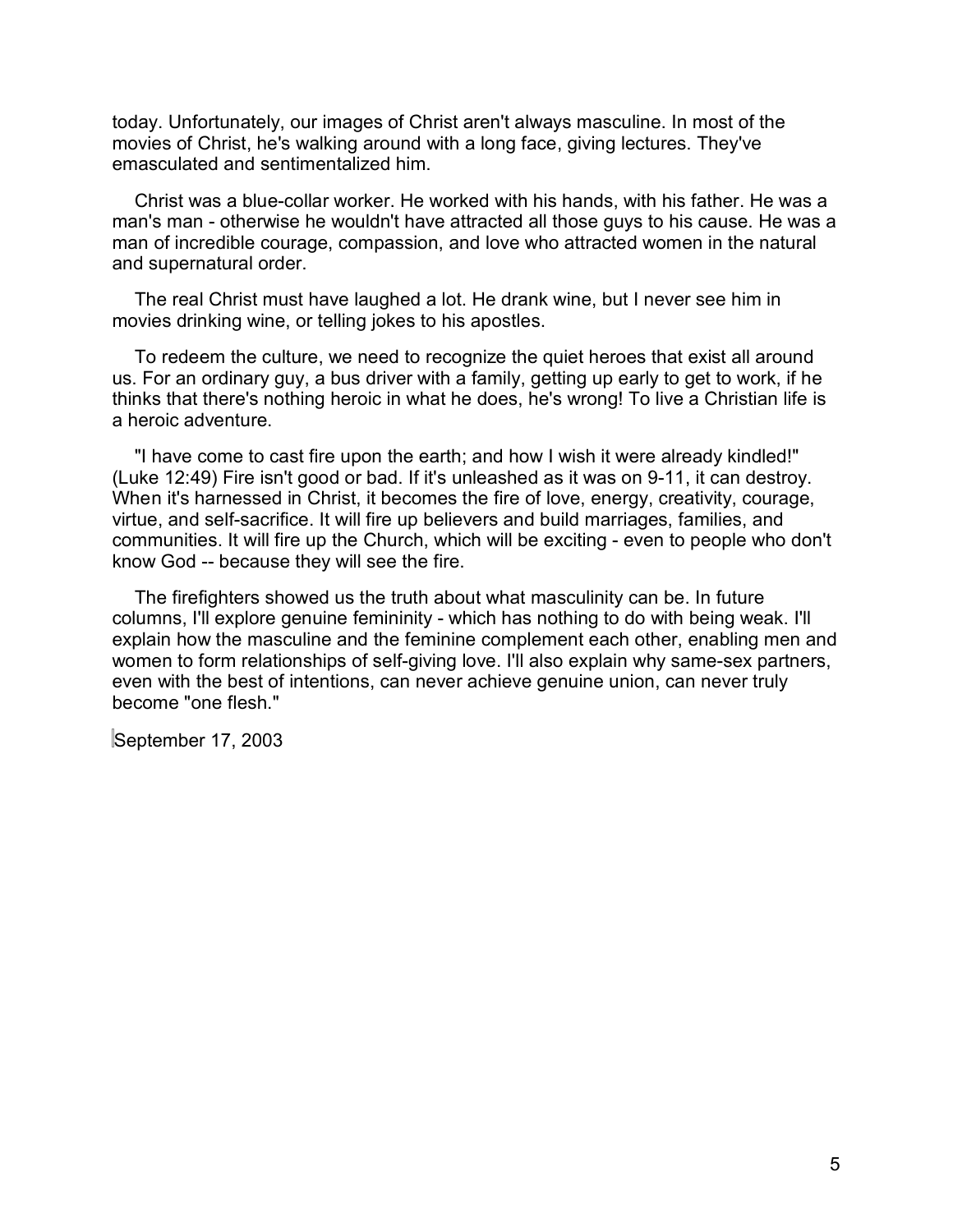today. Unfortunately, our images of Christ aren't always masculine. In most of the movies of Christ, he's walking around with a long face, giving lectures. They've emasculated and sentimentalized him.

Christ was a blue-collar worker. He worked with his hands, with his father. He was a man's man - otherwise he wouldn't have attracted all those guys to his cause. He was a man of incredible courage, compassion, and love who attracted women in the natural and supernatural order.

The real Christ must have laughed a lot. He drank wine, but I never see him in movies drinking wine, or telling jokes to his apostles.

To redeem the culture, we need to recognize the quiet heroes that exist all around us. For an ordinary guy, a bus driver with a family, getting up early to get to work, if he thinks that there's nothing heroic in what he does, he's wrong! To live a Christian life is a heroic adventure.

"I have come to cast fire upon the earth; and how I wish it were already kindled!" (Luke 12:49) Fire isn't good or bad. If it's unleashed as it was on 9-11, it can destroy. When it's harnessed in Christ, it becomes the fire of love, energy, creativity, courage, virtue, and self-sacrifice. It will fire up believers and build marriages, families, and communities. It will fire up the Church, which will be exciting - even to people who don't know God -- because they will see the fire.

The firefighters showed us the truth about what masculinity can be. In future columns, I'll explore genuine femininity - which has nothing to do with being weak. I'll explain how the masculine and the feminine complement each other, enabling men and women to form relationships of self-giving love. I'll also explain why same-sex partners, even with the best of intentions, can never achieve genuine union, can never truly become "one flesh."

September 17, 2003